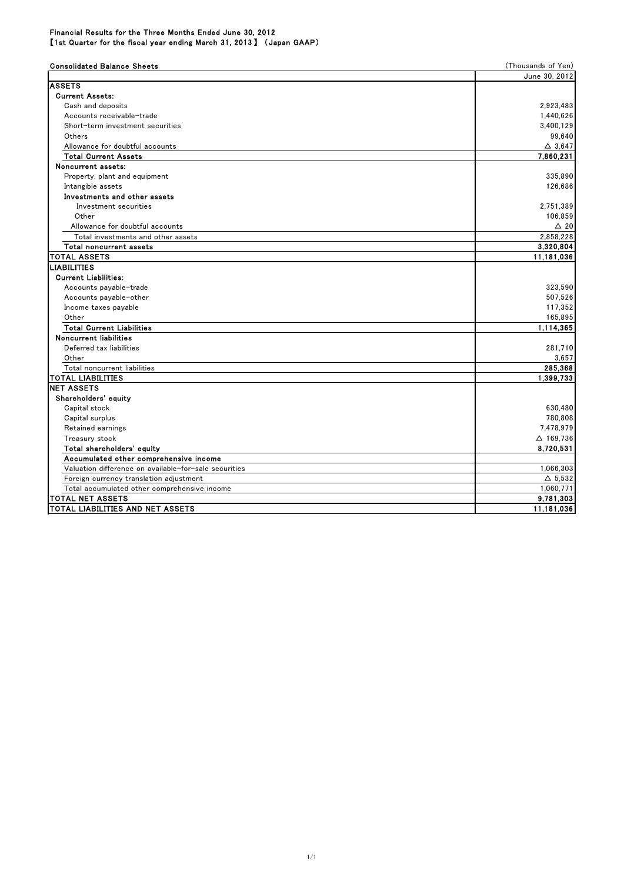Financial Results for the Three Months Ended June 30, 2012
【1st Quarter for the fiscal year ending March 31, 2013】 (Japan GAAP)

**Consolidated Balance Sheets** (Thousands of Yen)

| | June 30, 2012 |
|---|---|
| **ASSETS** | |
| **Current Assets:** | |
| Cash and deposits | 2,923,483 |
| Accounts receivable-trade | 1,440,626 |
| Short-term investment securities | 3,400,129 |
| Others | 99,640 |
| Allowance for doubtful accounts | △ 3,647 |
| **Total Current Assets** | **7,860,231** |
| **Noncurrent assets:** | |
| Property, plant and equipment | 335,890 |
| Intangible assets | 126,686 |
| **Investments and other assets** | |
| Investment securities | 2,751,389 |
| Other | 106,859 |
| Allowance for doubtful accounts | △ 20 |
| Total investments and other assets | 2,858,228 |
| **Total noncurrent assets** | **3,320,804** |
| **TOTAL ASSETS** | **11,181,036** |
| **LIABILITIES** | |
| **Current Liabilities:** | |
| Accounts payable-trade | 323,590 |
| Accounts payable-other | 507,526 |
| Income taxes payable | 117,352 |
| Other | 165,895 |
| **Total Current Liabilities** | **1,114,365** |
| **Noncurrent liabilities** | |
| Deferred tax liabilities | 281,710 |
| Other | 3,657 |
| Total noncurrent liabilities | **285,368** |
| **TOTAL LIABILITIES** | **1,399,733** |
| **NET ASSETS** | |
| **Shareholders' equity** | |
| Capital stock | 630,480 |
| Capital surplus | 780,808 |
| Retained earnings | 7,478,979 |
| Treasury stock | △ 169,736 |
| **Total shareholders' equity** | **8,720,531** |
| **Accumulated other comprehensive income** | |
| Valuation difference on available-for-sale securities | 1,066,303 |
| Foreign currency translation adjustment | △ 5,532 |
| Total accumulated other comprehensive income | 1,060,771 |
| **TOTAL NET ASSETS** | **9,781,303** |
| **TOTAL LIABILITIES AND NET ASSETS** | **11,181,036** |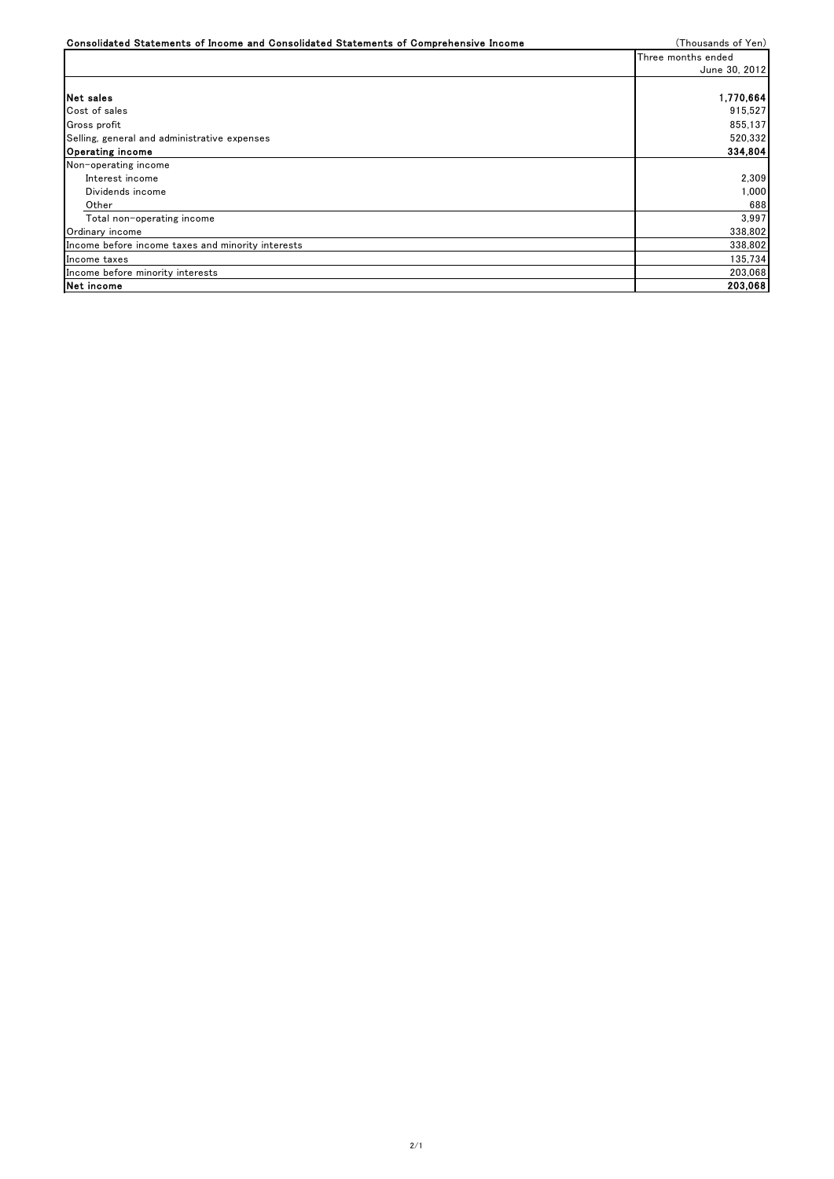**Consolidated Statements of Income and Consolidated Statements of Comprehensive Income**

(Thousands of Yen)

| | Three months ended June 30, 2012 |
|---|---|
| **Net sales** | **1,770,664** |
| Cost of sales | 915,527 |
| Gross profit | 855,137 |
| Selling, general and administrative expenses | 520,332 |
| **Operating income** | **334,804** |
| Non-operating income | |
| Interest income | 2,309 |
| Dividends income | 1,000 |
| Other | 688 |
| Total non-operating income | 3,997 |
| Ordinary income | 338,802 |
| Income before income taxes and minority interests | 338,802 |
| Income taxes | 135,734 |
| Income before minority interests | 203,068 |
| **Net income** | **203,068** |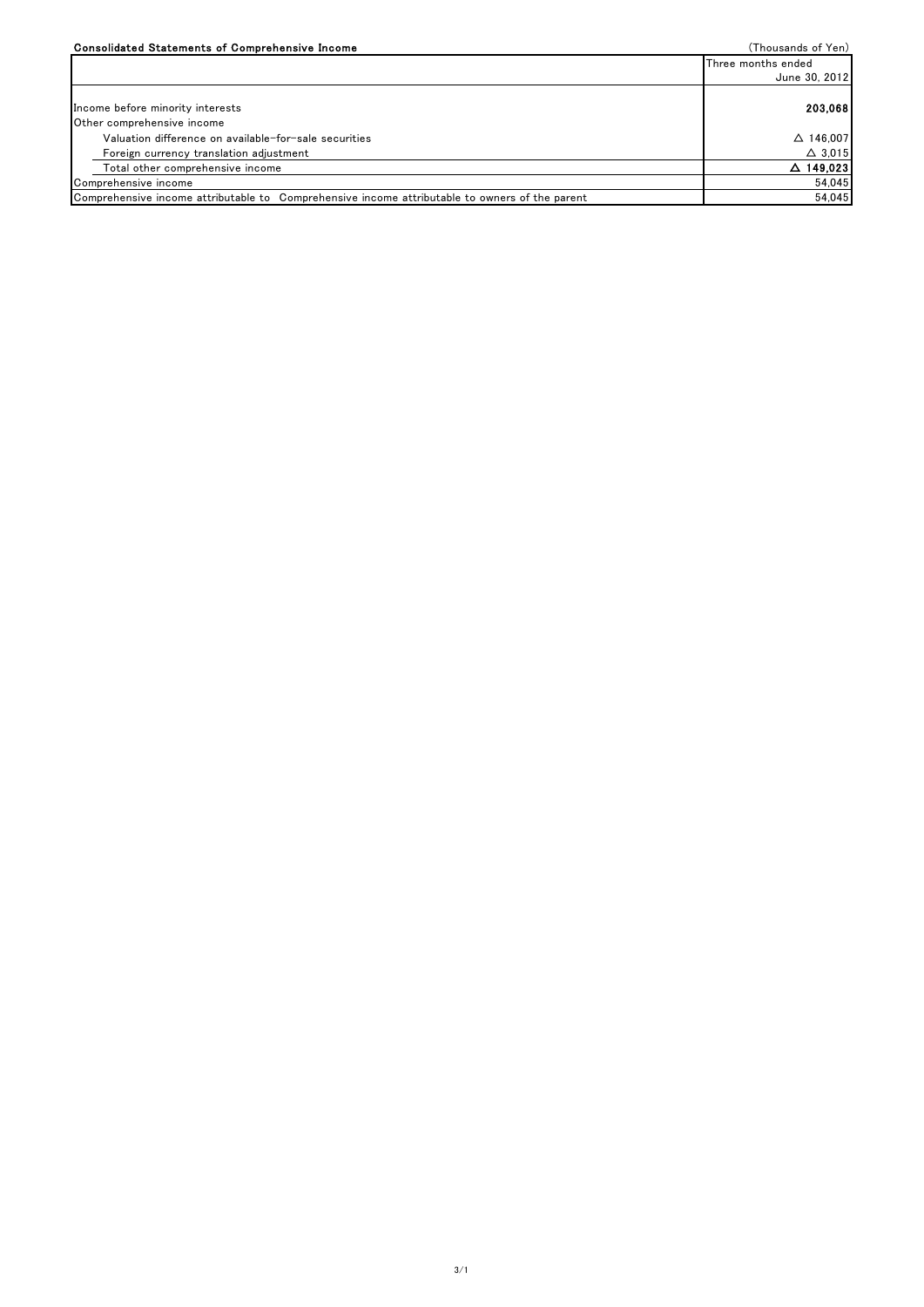**Consolidated Statements of Comprehensive Income**

(Thousands of Yen)

| | Three months ended June 30, 2012 |
|---|---|
| Income before minority interests | **203,068** |
| Other comprehensive income | |
| Valuation difference on available-for-sale securities | △ 146,007 |
| Foreign currency translation adjustment | △ 3,015 |
| Total other comprehensive income | **△ 149,023** |
| Comprehensive income | 54,045 |
| Comprehensive income attributable to Comprehensive income attributable to owners of the parent | 54,045 |